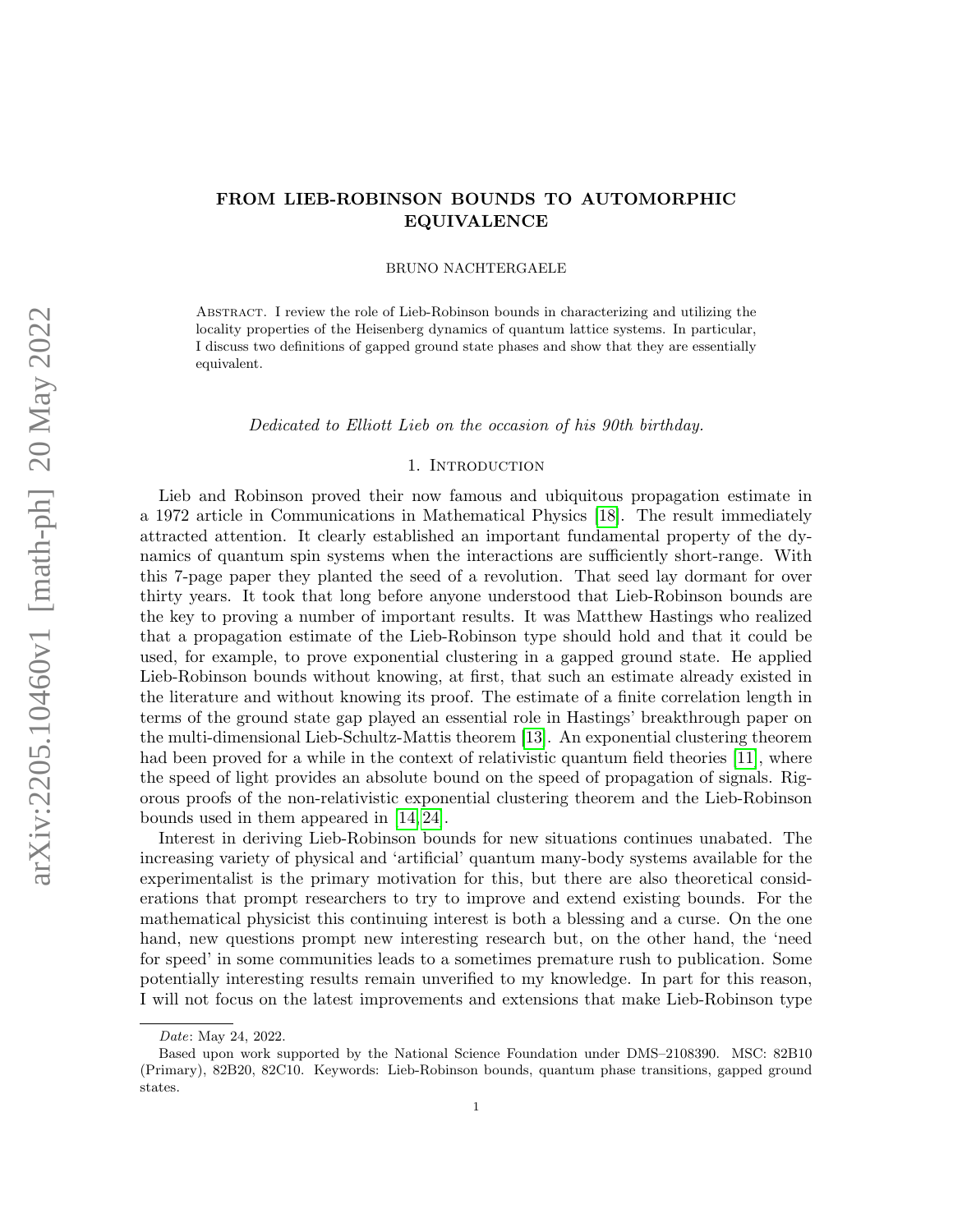# FROM LIEB-ROBINSON BOUNDS TO AUTOMORPHIC EQUIVALENCE

BRUNO NACHTERGAELE

Abstract. I review the role of Lieb-Robinson bounds in characterizing and utilizing the locality properties of the Heisenberg dynamics of quantum lattice systems. In particular, I discuss two definitions of gapped ground state phases and show that they are essentially equivalent.

*Dedicated to Elliott Lieb on the occasion of his 90th birthday.*

## 1. Introduction

Lieb and Robinson proved their now famous and ubiquitous propagation estimate in a 1972 article in Communications in Mathematical Physics [18]. The result immediately attracted attention. It clearly established an important fundamental property of the dynamics of quantum spin systems when the interactions are sufficiently short-range. With this 7-page paper they planted the seed of a revolution. That seed lay dormant for over thirty years. It took that long before anyone understood that Lieb-Robinson bounds are the key to proving a number of important results. It was Matthew Hastings who realized that a propagation estimate of the Lieb-Robinson type should hold and that it could be used, for example, to prove exponential clustering in a gapped ground state. He applied Lieb-Robinson bounds without knowing, at first, that such an estimate already existed in the literature and without knowing its proof. The estimate of a finite correlation length in terms of the ground state gap played an essential role in Hastings' breakthrough paper on the multi-dimensional Lieb-Schultz-Mattis theorem [13]. An exponential clustering theorem had been proved for a while in the context of relativistic quantum field theories [11], where the speed of light provides an absolute bound on the speed of propagation of signals. Rigorous proofs of the non-relativistic exponential clustering theorem and the Lieb-Robinson bounds used in them appeared in [14, 24].

Interest in deriving Lieb-Robinson bounds for new situations continues unabated. The increasing variety of physical and 'artificial' quantum many-body systems available for the experimentalist is the primary motivation for this, but there are also theoretical considerations that prompt researchers to try to improve and extend existing bounds. For the mathematical physicist this continuing interest is both a blessing and a curse. On the one hand, new questions prompt new interesting research but, on the other hand, the 'need for speed' in some communities leads to a sometimes premature rush to publication. Some potentially interesting results remain unverified to my knowledge. In part for this reason, I will not focus on the latest improvements and extensions that make Lieb-Robinson type

*Date*: May 24, 2022.

Based upon work supported by the National Science Foundation under DMS–2108390. MSC: 82B10 (Primary), 82B20, 82C10. Keywords: Lieb-Robinson bounds, quantum phase transitions, gapped ground states.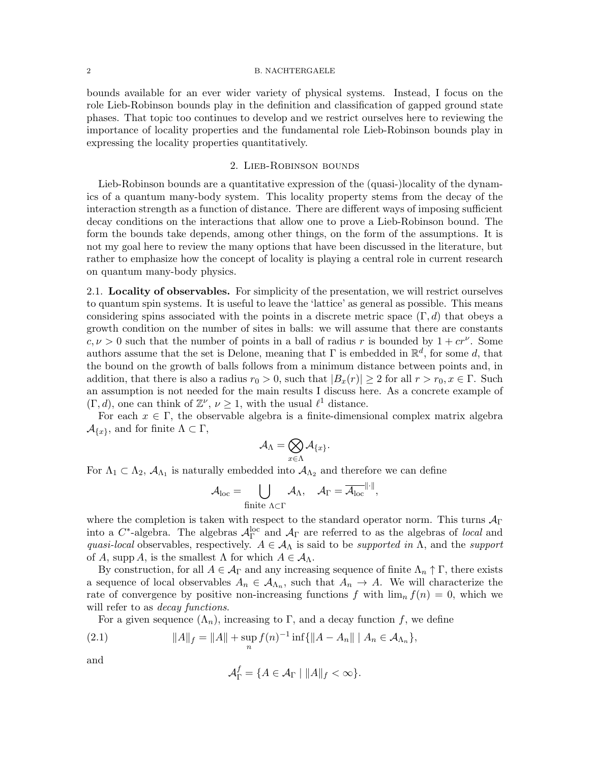bounds available for an ever wider variety of physical systems. Instead, I focus on the role Lieb-Robinson bounds play in the definition and classification of gapped ground state phases. That topic too continues to develop and we restrict ourselves here to reviewing the importance of locality properties and the fundamental role Lieb-Robinson bounds play in expressing the locality properties quantitatively.

## 2. Lieb-Robinson bounds

Lieb-Robinson bounds are a quantitative expression of the (quasi-)locality of the dynamics of a quantum many-body system. This locality property stems from the decay of the interaction strength as a function of distance. There are different ways of imposing sufficient decay conditions on the interactions that allow one to prove a Lieb-Robinson bound. The form the bounds take depends, among other things, on the form of the assumptions. It is not my goal here to review the many options that have been discussed in the literature, but rather to emphasize how the concept of locality is playing a central role in current research on quantum many-body physics.

2.1. **Locality of observables.** For simplicity of the presentation, we will restrict ourselves to quantum spin systems. It is useful to leave the 'lattice' as general as possible. This means considering spins associated with the points in a discrete metric space $(\Gamma, d)$ that obeys a growth condition on the number of sites in balls: we will assume that there are constants $c, \nu > 0$ such that the number of points in a ball of radius $r$ is bounded by $1 + cr^\nu$. Some authors assume that the set is Delone, meaning that $\Gamma$ is embedded in $\mathbb{R}^d$, for some $d$, that the bound on the growth of balls follows from a minimum distance between points and, in addition, that there is also a radius $r_0 > 0$, such that $|B_x(r)| \geq 2$ for all $r > r_0, x \in \Gamma$. Such an assumption is not needed for the main results I discuss here. As a concrete example of $(\Gamma, d)$, one can think of $\mathbb{Z}^\nu$, $\nu \geq 1$, with the usual $\ell^1$ distance.

For each $x \in \Gamma$, the observable algebra is a finite-dimensional complex matrix algebra $\mathcal{A}_{\{x\}}$, and for finite $\Lambda \subset \Gamma$,

$$\mathcal{A}_\Lambda = \bigotimes_{x \in \Lambda} \mathcal{A}_{\{x\}}.$$

For $\Lambda_1 \subset \Lambda_2$, $\mathcal{A}_{\Lambda_1}$ is naturally embedded into $\mathcal{A}_{\Lambda_2}$ and therefore we can define

$$\mathcal{A}_{\rm loc} = \bigcup_{\text{finite } \Lambda \subset \Gamma} \mathcal{A}_\Lambda, \quad \mathcal{A}_\Gamma = \overline{\mathcal{A}_{\rm loc}}^{\|\cdot\|},$$

where the completion is taken with respect to the standard operator norm. This turns $\mathcal{A}_\Gamma$ into a $C^*$-algebra. The algebras $\mathcal{A}_\Gamma^{\rm loc}$ and $\mathcal{A}_\Gamma$ are referred to as the algebras of *local* and *quasi-local* observables, respectively. $A \in \mathcal{A}_\Lambda$ is said to be *supported in* $\Lambda$, and the *support* of $A$, $\operatorname{supp} A$, is the smallest $\Lambda$ for which $A \in \mathcal{A}_\Lambda$.

By construction, for all $A \in \mathcal{A}_\Gamma$ and any increasing sequence of finite $\Lambda_n \uparrow \Gamma$, there exists a sequence of local observables $A_n \in \mathcal{A}_{\Lambda_n}$, such that $A_n \to A$. We will characterize the rate of convergence by positive non-increasing functions $f$ with $\lim_n f(n) = 0$, which we will refer to as *decay functions*.

For a given sequence $(\Lambda_n)$, increasing to $\Gamma$, and a decay function $f$, we define

$$\|A\|_f = \|A\| + \sup_n f(n)^{-1} \inf\{\|A - A_n\| \mid A_n \in \mathcal{A}_{\Lambda_n}\}, \tag{2.1}$$

and

$$\mathcal{A}_\Gamma^f = \{A \in \mathcal{A}_\Gamma \mid \|A\|_f < \infty\}.$$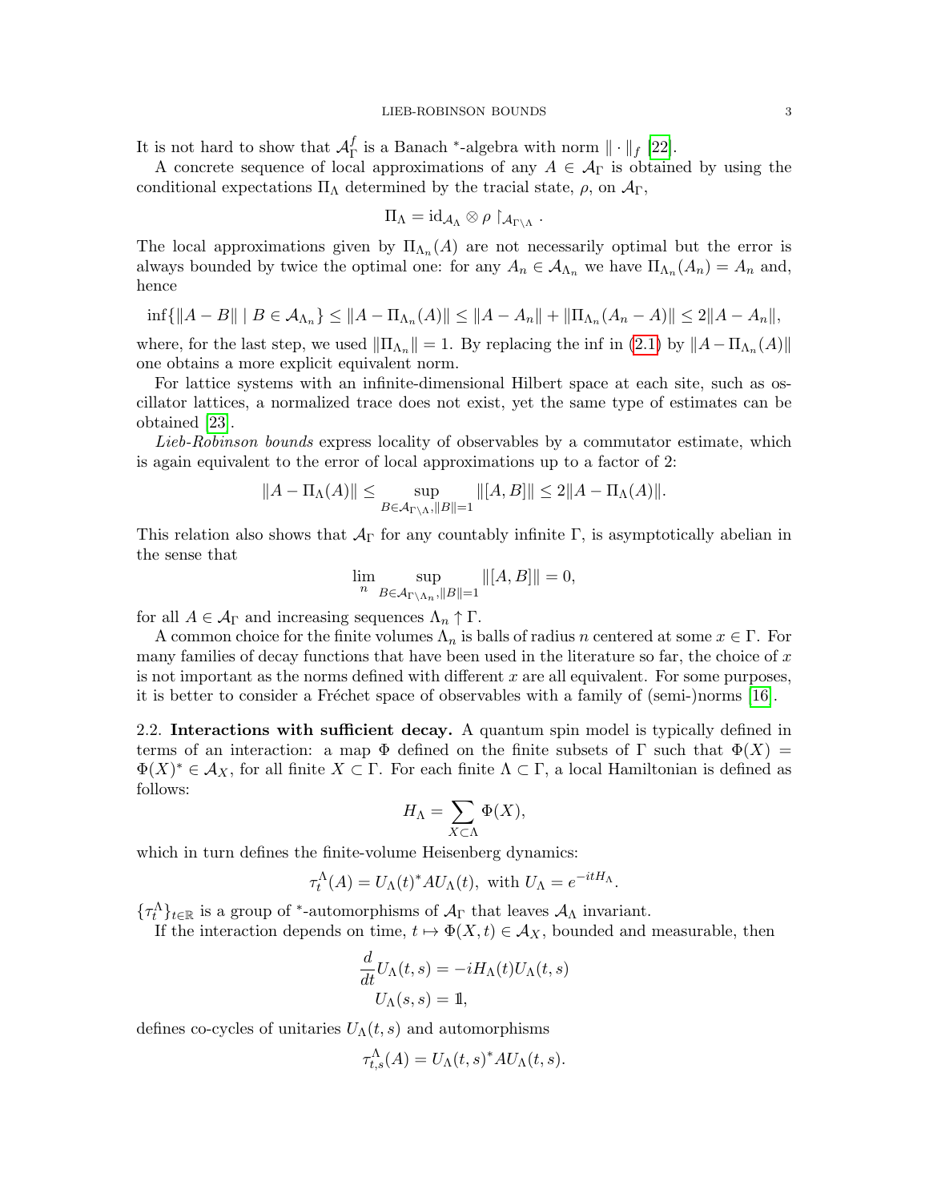It is not hard to show that $\mathcal{A}_\Gamma^f$ is a Banach $^*$-algebra with norm $\| \cdot \|_f$ [22].

A concrete sequence of local approximations of any $A \in \mathcal{A}_\Gamma$ is obtained by using the conditional expectations $\Pi_\Lambda$ determined by the tracial state, $\rho$, on $\mathcal{A}_\Gamma$,

$$\Pi_\Lambda = \mathrm{id}_{\mathcal{A}_\Lambda} \otimes \rho \restriction_{\mathcal{A}_{\Gamma \setminus \Lambda}}.$$

The local approximations given by $\Pi_{\Lambda_n}(A)$ are not necessarily optimal but the error is always bounded by twice the optimal one: for any $A_n \in \mathcal{A}_{\Lambda_n}$ we have $\Pi_{\Lambda_n}(A_n) = A_n$ and, hence

$$\inf\{\|A - B\| \mid B \in \mathcal{A}_{\Lambda_n}\} \leq \|A - \Pi_{\Lambda_n}(A)\| \leq \|A - A_n\| + \|\Pi_{\Lambda_n}(A_n - A)\| \leq 2\|A - A_n\|,$$

where, for the last step, we used $\|\Pi_{\Lambda_n}\| = 1$. By replacing the inf in (2.1) by $\|A - \Pi_{\Lambda_n}(A)\|$ one obtains a more explicit equivalent norm.

For lattice systems with an infinite-dimensional Hilbert space at each site, such as oscillator lattices, a normalized trace does not exist, yet the same type of estimates can be obtained [23].

*Lieb-Robinson bounds* express locality of observables by a commutator estimate, which is again equivalent to the error of local approximations up to a factor of 2:

$$\|A - \Pi_\Lambda(A)\| \leq \sup_{B \in \mathcal{A}_{\Gamma \setminus \Lambda}, \|B\|=1} \|[A, B]\| \leq 2\|A - \Pi_\Lambda(A)\|.$$

This relation also shows that $\mathcal{A}_\Gamma$ for any countably infinite $\Gamma$, is asymptotically abelian in the sense that

$$\lim_n \sup_{B \in \mathcal{A}_{\Gamma \setminus \Lambda_n}, \|B\|=1} \|[A, B]\| = 0,$$

for all $A \in \mathcal{A}_\Gamma$ and increasing sequences $\Lambda_n \uparrow \Gamma$.

A common choice for the finite volumes $\Lambda_n$ is balls of radius $n$ centered at some $x \in \Gamma$. For many families of decay functions that have been used in the literature so far, the choice of $x$ is not important as the norms defined with different $x$ are all equivalent. For some purposes, it is better to consider a Fréchet space of observables with a family of (semi-)norms [16].

## 2.2. Interactions with sufficient decay.

A quantum spin model is typically defined in terms of an interaction: a map $\Phi$ defined on the finite subsets of $\Gamma$ such that $\Phi(X) = \Phi(X)^* \in \mathcal{A}_X$, for all finite $X \subset \Gamma$. For each finite $\Lambda \subset \Gamma$, a local Hamiltonian is defined as follows:

$$H_\Lambda = \sum_{X \subset \Lambda} \Phi(X),$$

which in turn defines the finite-volume Heisenberg dynamics:

$$\tau_t^\Lambda(A) = U_\Lambda(t)^* A U_\Lambda(t), \text{ with } U_\Lambda = e^{-itH_\Lambda}.$$

$\{\tau_t^\Lambda\}_{t \in \mathbb{R}}$ is a group of $^*$-automorphisms of $\mathcal{A}_\Gamma$ that leaves $\mathcal{A}_\Lambda$ invariant.

If the interaction depends on time, $t \mapsto \Phi(X, t) \in \mathcal{A}_X$, bounded and measurable, then

$$\frac{d}{dt} U_\Lambda(t, s) = -iH_\Lambda(t) U_\Lambda(t, s)$$
$$U_\Lambda(s, s) = \mathbb{1},$$

defines co-cycles of unitaries $U_\Lambda(t, s)$ and automorphisms

$$\tau_{t,s}^\Lambda(A) = U_\Lambda(t, s)^* A U_\Lambda(t, s).$$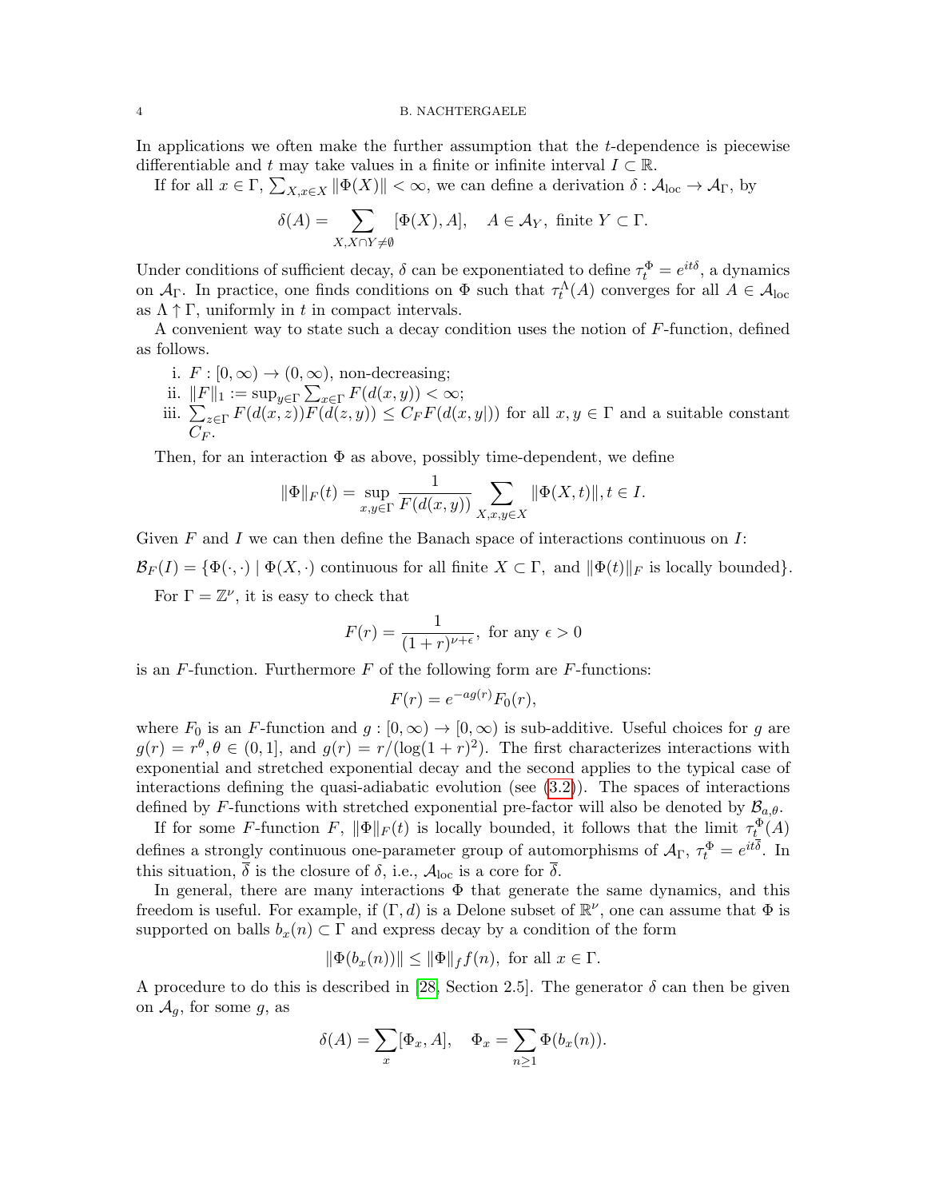In applications we often make the further assumption that the $t$-dependence is piecewise differentiable and $t$ may take values in a finite or infinite interval $I \subset \mathbb{R}$.

If for all $x \in \Gamma$, $\sum_{X, x \in X} \|\Phi(X)\| < \infty$, we can define a derivation $\delta : \mathcal{A}_{\mathrm{loc}} \to \mathcal{A}_\Gamma$, by

$$\delta(A) = \sum_{X, X \cap Y \neq \emptyset} [\Phi(X), A], \quad A \in \mathcal{A}_Y, \text{ finite } Y \subset \Gamma.$$

Under conditions of sufficient decay, $\delta$ can be exponentiated to define $\tau_t^\Phi = e^{it\delta}$, a dynamics on $\mathcal{A}_\Gamma$. In practice, one finds conditions on $\Phi$ such that $\tau_t^\Lambda(A)$ converges for all $A \in \mathcal{A}_{\mathrm{loc}}$ as $\Lambda \uparrow \Gamma$, uniformly in $t$ in compact intervals.

A convenient way to state such a decay condition uses the notion of $F$-function, defined as follows.

i. $F : [0, \infty) \to (0, \infty)$, non-decreasing;
ii. $\|F\|_1 := \sup_{y \in \Gamma} \sum_{x \in \Gamma} F(d(x, y)) < \infty$;
iii. $\sum_{z \in \Gamma} F(d(x, z)) F(d(z, y)) \leq C_F F(d(x, y|))$ for all $x, y \in \Gamma$ and a suitable constant $C_F$.

Then, for an interaction $\Phi$ as above, possibly time-dependent, we define

$$\|\Phi\|_F(t) = \sup_{x,y \in \Gamma} \frac{1}{F(d(x, y))} \sum_{X, x, y \in X} \|\Phi(X, t)\|, t \in I.$$

Given $F$ and $I$ we can then define the Banach space of interactions continuous on $I$:

$$\mathcal{B}_F(I) = \{\Phi(\cdot, \cdot) \mid \Phi(X, \cdot) \text{ continuous for all finite } X \subset \Gamma, \text{ and } \|\Phi(t)\|_F \text{ is locally bounded}\}.$$

For $\Gamma = \mathbb{Z}^\nu$, it is easy to check that

$$F(r) = \frac{1}{(1 + r)^{\nu + \epsilon}}, \text{ for any } \epsilon > 0$$

is an $F$-function. Furthermore $F$ of the following form are $F$-functions:

$$F(r) = e^{-ag(r)} F_0(r),$$

where $F_0$ is an $F$-function and $g : [0, \infty) \to [0, \infty)$ is sub-additive. Useful choices for $g$ are $g(r) = r^\theta, \theta \in (0, 1]$, and $g(r) = r/(\log(1 + r)^2)$. The first characterizes interactions with exponential and stretched exponential decay and the second applies to the typical case of interactions defining the quasi-adiabatic evolution (see (3.2)). The spaces of interactions defined by $F$-functions with stretched exponential pre-factor will also be denoted by $\mathcal{B}_{a,\theta}$.

If for some $F$-function $F$, $\|\Phi\|_F(t)$ is locally bounded, it follows that the limit $\tau_t^\Phi(A)$ defines a strongly continuous one-parameter group of automorphisms of $\mathcal{A}_\Gamma$, $\tau_t^\Phi = e^{it\overline{\delta}}$. In this situation, $\overline{\delta}$ is the closure of $\delta$, i.e., $\mathcal{A}_{\mathrm{loc}}$ is a core for $\overline{\delta}$.

In general, there are many interactions $\Phi$ that generate the same dynamics, and this freedom is useful. For example, if $(\Gamma, d)$ is a Delone subset of $\mathbb{R}^\nu$, one can assume that $\Phi$ is supported on balls $b_x(n) \subset \Gamma$ and express decay by a condition of the form

$$\|\Phi(b_x(n))\| \leq \|\Phi\|_f f(n), \text{ for all } x \in \Gamma.$$

A procedure to do this is described in [28, Section 2.5]. The generator $\delta$ can then be given on $\mathcal{A}_g$, for some $g$, as

$$\delta(A) = \sum_x [\Phi_x, A], \quad \Phi_x = \sum_{n \geq 1} \Phi(b_x(n)).$$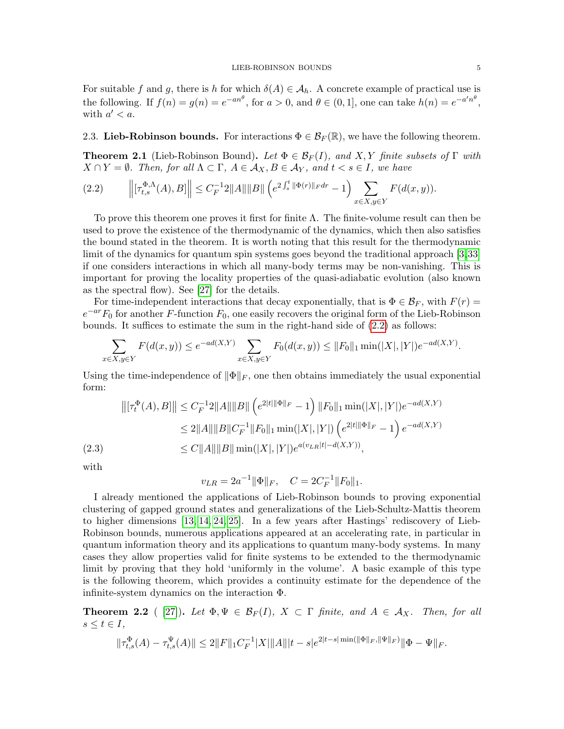For suitable $f$ and $g$, there is $h$ for which $\delta(A) \in \mathcal{A}_h$. A concrete example of practical use is the following. If $f(n) = g(n) = e^{-an^\theta}$, for $a > 0$, and $\theta \in (0, 1]$, one can take $h(n) = e^{-a'n^\theta}$, with $a' < a$.

### 2.3. Lieb-Robinson bounds.

For interactions $\Phi \in \mathcal{B}_F(\mathbb{R})$, we have the following theorem.

**Theorem 2.1** (Lieb-Robinson Bound)**.** *Let $\Phi \in \mathcal{B}_F(I)$, and $X, Y$ finite subsets of $\Gamma$ with $X \cap Y = \emptyset$. Then, for all $\Lambda \subset \Gamma$, $A \in \mathcal{A}_X$, $B \in \mathcal{A}_Y$, and $t < s \in I$, we have*

$$\left\| [\tau_{t,s}^{\Phi,\Lambda}(A), B] \right\| \leq C_F^{-1} 2 \|A\| \|B\| \left( e^{2 \int_s^t \|\Phi(r)\|_F dr} - 1 \right) \sum_{x \in X, y \in Y} F(d(x,y)). \tag{2.2}$$

To prove this theorem one proves it first for finite $\Lambda$. The finite-volume result can then be used to prove the existence of the thermodynamic of the dynamics, which then also satisfies the bound stated in the theorem. It is worth noting that this result for the thermodynamic limit of the dynamics for quantum spin systems goes beyond the traditional approach [3,33] if one considers interactions in which all many-body terms may be non-vanishing. This is important for proving the locality properties of the quasi-adiabatic evolution (also known as the spectral flow). See [27] for the details.

For time-independent interactions that decay exponentially, that is $\Phi \in \mathcal{B}_F$, with $F(r) = e^{-ar} F_0$ for another $F$-function $F_0$, one easily recovers the original form of the Lieb-Robinson bounds. It suffices to estimate the sum in the right-hand side of (2.2) as follows:

$$\sum_{x \in X, y \in Y} F(d(x,y)) \leq e^{-ad(X,Y)} \sum_{x \in X, y \in Y} F_0(d(x,y)) \leq \|F_0\|_1 \min(|X|, |Y|) e^{-ad(X,Y)}.$$

Using the time-independence of $\|\Phi\|_F$, one then obtains immediately the usual exponential form:

$$\begin{aligned}
\left\| [\tau_t^{\Phi}(A), B] \right\| &\leq C_F^{-1} 2 \|A\| \|B\| \left( e^{2|t| \|\Phi\|_F} - 1 \right) \|F_0\|_1 \min(|X|, |Y|) e^{-ad(X,Y)} \\
&\leq 2 \|A\| \|B\| C_F^{-1} \|F_0\|_1 \min(|X|, |Y|) \left( e^{2|t| \|\Phi\|_F} - 1 \right) e^{-ad(X,Y)} \\
&\leq C \|A\| \|B\| \min(|X|, |Y|) e^{a(v_{LR}|t| - d(X,Y))},
\end{aligned} \tag{2.3}$$

with

$$v_{LR} = 2a^{-1} \|\Phi\|_F, \quad C = 2 C_F^{-1} \|F_0\|_1.$$

I already mentioned the applications of Lieb-Robinson bounds to proving exponential clustering of gapped ground states and generalizations of the Lieb-Schultz-Mattis theorem to higher dimensions [13,14,24,25]. In a few years after Hastings' rediscovery of Lieb-Robinson bounds, numerous applications appeared at an accelerating rate, in particular in quantum information theory and its applications to quantum many-body systems. In many cases they allow properties valid for finite systems to be extended to the thermodynamic limit by proving that they hold 'uniformly in the volume'. A basic example of this type is the following theorem, which provides a continuity estimate for the dependence of the infinite-system dynamics on the interaction $\Phi$.

**Theorem 2.2** ( [27])**.** *Let $\Phi, \Psi \in \mathcal{B}_F(I)$, $X \subset \Gamma$ finite, and $A \in \mathcal{A}_X$. Then, for all $s \leq t \in I$,*

$$\|\tau_{t,s}^{\Phi}(A) - \tau_{t,s}^{\Psi}(A)\| \leq 2 \|F\|_1 C_F^{-1} |X| \|A\| |t-s| e^{2|t-s| \min(\|\Phi\|_F, \|\Psi\|_F)} \|\Phi - \Psi\|_F.$$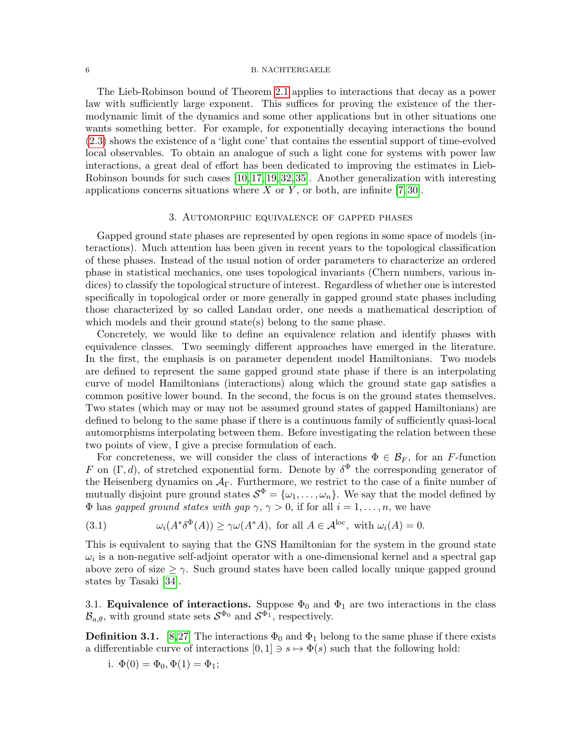The Lieb-Robinson bound of Theorem 2.1 applies to interactions that decay as a power law with sufficiently large exponent. This suffices for proving the existence of the thermodynamic limit of the dynamics and some other applications but in other situations one wants something better. For example, for exponentially decaying interactions the bound (2.3) shows the existence of a 'light cone' that contains the essential support of time-evolved local observables. To obtain an analogue of such a light cone for systems with power law interactions, a great deal of effort has been dedicated to improving the estimates in Lieb-Robinson bounds for such cases [10, 17, 19, 32, 35]. Another generalization with interesting applications concerns situations where $X$ or $Y$, or both, are infinite [7, 30].

## 3. Automorphic equivalence of gapped phases

Gapped ground state phases are represented by open regions in some space of models (interactions). Much attention has been given in recent years to the topological classification of these phases. Instead of the usual notion of order parameters to characterize an ordered phase in statistical mechanics, one uses topological invariants (Chern numbers, various indices) to classify the topological structure of interest. Regardless of whether one is interested specifically in topological order or more generally in gapped ground state phases including those characterized by so called Landau order, one needs a mathematical description of which models and their ground state(s) belong to the same phase.

Concretely, we would like to define an equivalence relation and identify phases with equivalence classes. Two seemingly different approaches have emerged in the literature. In the first, the emphasis is on parameter dependent model Hamiltonians. Two models are defined to represent the same gapped ground state phase if there is an interpolating curve of model Hamiltonians (interactions) along which the ground state gap satisfies a common positive lower bound. In the second, the focus is on the ground states themselves. Two states (which may or may not be assumed ground states of gapped Hamiltonians) are defined to belong to the same phase if there is a continuous family of sufficiently quasi-local automorphisms interpolating between them. Before investigating the relation between these two points of view, I give a precise formulation of each.

For concreteness, we will consider the class of interactions $\Phi \in \mathcal{B}_F$, for an $F$-function $F$ on $(\Gamma, d)$, of stretched exponential form. Denote by $\delta^\Phi$ the corresponding generator of the Heisenberg dynamics on $\mathcal{A}_\Gamma$. Furthermore, we restrict to the case of a finite number of mutually disjoint pure ground states $\mathcal{S}^\Phi = \{\omega_1, \ldots, \omega_n\}$. We say that the model defined by $\Phi$ has *gapped ground states with gap* $\gamma$, $\gamma > 0$, if for all $i = 1, \ldots, n$, we have

$$\omega_i(A^*\delta^\Phi(A)) \geq \gamma\omega(A^*A), \text{ for all } A \in \mathcal{A}^{\text{loc}}, \text{ with } \omega_i(A) = 0. \tag{3.1}$$

This is equivalent to saying that the GNS Hamiltonian for the system in the ground state $\omega_i$ is a non-negative self-adjoint operator with a one-dimensional kernel and a spectral gap above zero of size $\geq \gamma$. Such ground states have been called locally unique gapped ground states by Tasaki [34].

3.1. **Equivalence of interactions.** Suppose $\Phi_0$ and $\Phi_1$ are two interactions in the class $\mathcal{B}_{a,\theta}$, with ground state sets $\mathcal{S}^{\Phi_0}$ and $\mathcal{S}^{\Phi_1}$, respectively.

**Definition 3.1.** [8, 27] The interactions $\Phi_0$ and $\Phi_1$ belong to the same phase if there exists a differentiable curve of interactions $[0, 1] \ni s \mapsto \Phi(s)$ such that the following hold:

i. $\Phi(0) = \Phi_0, \Phi(1) = \Phi_1$;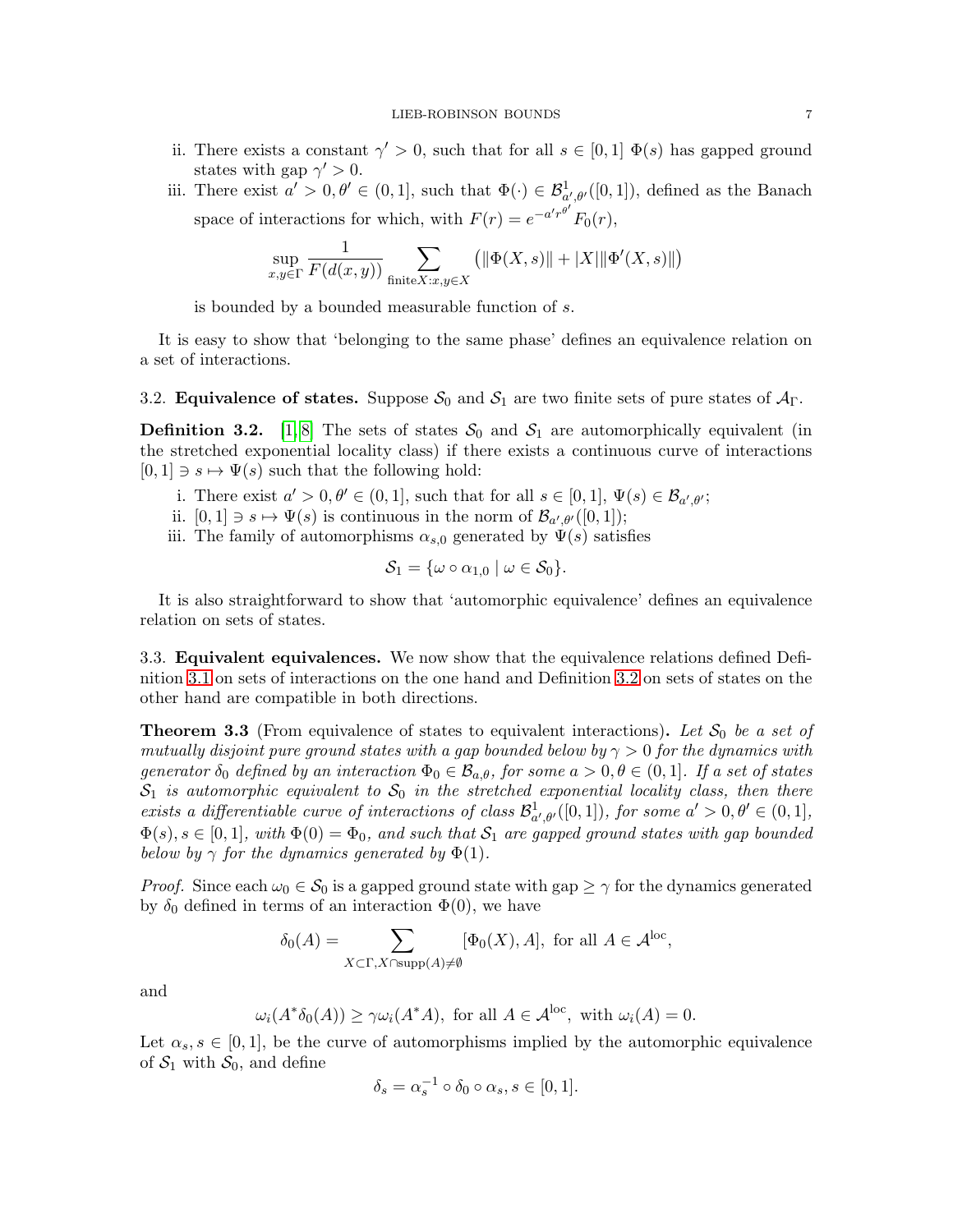ii. There exists a constant $\gamma' > 0$, such that for all $s \in [0,1]$ $\Phi(s)$ has gapped ground states with gap $\gamma' > 0$.

iii. There exist $a' > 0, \theta' \in (0,1]$, such that $\Phi(\cdot) \in \mathcal{B}^1_{a',\theta'}([0,1])$, defined as the Banach space of interactions for which, with $F(r) = e^{-a' r^{\theta'}} F_0(r)$,

$$\sup_{x,y \in \Gamma} \frac{1}{F(d(x,y))} \sum_{\text{finite} X : x,y \in X} \left( \|\Phi(X,s)\| + |X| \|\Phi'(X,s)\| \right)$$

is bounded by a bounded measurable function of $s$.

It is easy to show that 'belonging to the same phase' defines an equivalence relation on a set of interactions.

### 3.2. Equivalence of states.

Suppose $\mathcal{S}_0$ and $\mathcal{S}_1$ are two finite sets of pure states of $\mathcal{A}_\Gamma$.

**Definition 3.2.** [1,8] The sets of states $\mathcal{S}_0$ and $\mathcal{S}_1$ are automorphically equivalent (in the stretched exponential locality class) if there exists a continuous curve of interactions $[0,1] \ni s \mapsto \Psi(s)$ such that the following hold:

i. There exist $a' > 0, \theta' \in (0,1]$, such that for all $s \in [0,1]$, $\Psi(s) \in \mathcal{B}_{a',\theta'}$;

ii. $[0,1] \ni s \mapsto \Psi(s)$ is continuous in the norm of $\mathcal{B}_{a',\theta'}([0,1])$;

iii. The family of automorphisms $\alpha_{s,0}$ generated by $\Psi(s)$ satisfies

$$\mathcal{S}_1 = \{\omega \circ \alpha_{1,0} \mid \omega \in \mathcal{S}_0\}.$$

It is also straightforward to show that 'automorphic equivalence' defines an equivalence relation on sets of states.

### 3.3. Equivalent equivalences.

We now show that the equivalence relations defined Definition 3.1 on sets of interactions on the one hand and Definition 3.2 on sets of states on the other hand are compatible in both directions.

**Theorem 3.3** (From equivalence of states to equivalent interactions)**.** *Let $\mathcal{S}_0$ be a set of mutually disjoint pure ground states with a gap bounded below by $\gamma > 0$ for the dynamics with generator $\delta_0$ defined by an interaction $\Phi_0 \in \mathcal{B}_{a,\theta}$, for some $a > 0, \theta \in (0,1]$. If a set of states $\mathcal{S}_1$ is automorphic equivalent to $\mathcal{S}_0$ in the stretched exponential locality class, then there exists a differentiable curve of interactions of class $\mathcal{B}^1_{a',\theta'}([0,1])$, for some $a' > 0, \theta' \in (0,1]$, $\Phi(s), s \in [0,1]$, with $\Phi(0) = \Phi_0$, and such that $\mathcal{S}_1$ are gapped ground states with gap bounded below by $\gamma$ for the dynamics generated by $\Phi(1)$.*

*Proof.* Since each $\omega_0 \in \mathcal{S}_0$ is a gapped ground state with gap $\geq \gamma$ for the dynamics generated by $\delta_0$ defined in terms of an interaction $\Phi(0)$, we have

$$\delta_0(A) = \sum_{X \subset \Gamma, X \cap \text{supp}(A) \neq \emptyset} [\Phi_0(X), A], \text{ for all } A \in \mathcal{A}^{\text{loc}},$$

and

$$\omega_i(A^* \delta_0(A)) \geq \gamma \omega_i(A^* A), \text{ for all } A \in \mathcal{A}^{\text{loc}}, \text{ with } \omega_i(A) = 0.$$

Let $\alpha_s, s \in [0,1]$, be the curve of automorphisms implied by the automorphic equivalence of $\mathcal{S}_1$ with $\mathcal{S}_0$, and define

$$\delta_s = \alpha_s^{-1} \circ \delta_0 \circ \alpha_s, s \in [0,1].$$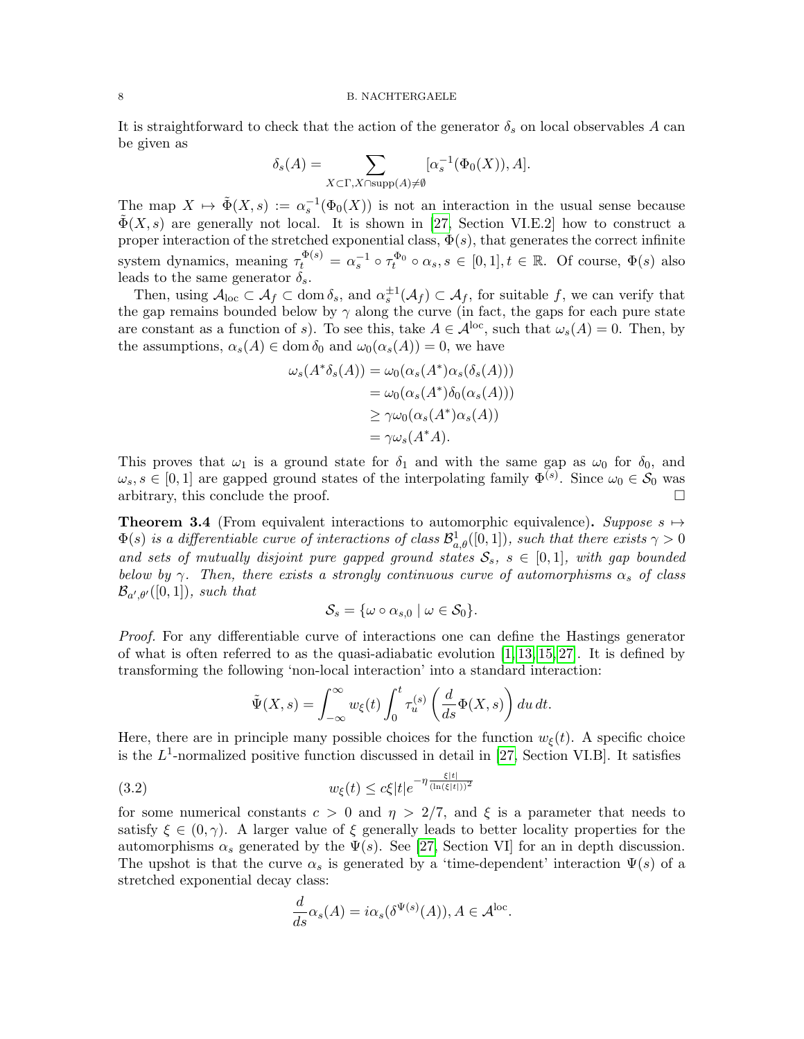It is straightforward to check that the action of the generator $\delta_s$ on local observables $A$ can be given as

$$\delta_s(A) = \sum_{X\subset\Gamma, X\cap\mathrm{supp}(A)\neq\emptyset} [\alpha_s^{-1}(\Phi_0(X)), A].$$

The map $X \mapsto \tilde{\Phi}(X,s) := \alpha_s^{-1}(\Phi_0(X))$ is not an interaction in the usual sense because $\tilde{\Phi}(X,s)$ are generally not local. It is shown in [27, Section VI.E.2] how to construct a proper interaction of the stretched exponential class, $\Phi(s)$, that generates the correct infinite system dynamics, meaning $\tau_t^{\Phi(s)} = \alpha_s^{-1}\circ\tau_t^{\Phi_0}\circ\alpha_s, s\in[0,1], t\in\mathbb{R}$. Of course, $\Phi(s)$ also leads to the same generator $\delta_s$.

Then, using $\mathcal{A}_{\mathrm{loc}}\subset\mathcal{A}_f\subset\mathrm{dom}\,\delta_s$, and $\alpha_s^{\pm1}(\mathcal{A}_f)\subset\mathcal{A}_f$, for suitable $f$, we can verify that the gap remains bounded below by $\gamma$ along the curve (in fact, the gaps for each pure state are constant as a function of $s$). To see this, take $A\in\mathcal{A}^{\mathrm{loc}}$, such that $\omega_s(A)=0$. Then, by the assumptions, $\alpha_s(A)\in\mathrm{dom}\,\delta_0$ and $\omega_0(\alpha_s(A))=0$, we have

$$\begin{aligned}
\omega_s(A^*\delta_s(A)) &= \omega_0(\alpha_s(A^*)\alpha_s(\delta_s(A)))\\
&= \omega_0(\alpha_s(A^*)\delta_0(\alpha_s(A)))\\
&\geq \gamma\omega_0(\alpha_s(A^*)\alpha_s(A))\\
&= \gamma\omega_s(A^*A).
\end{aligned}$$

This proves that $\omega_1$ is a ground state for $\delta_1$ and with the same gap as $\omega_0$ for $\delta_0$, and $\omega_s, s\in[0,1]$ are gapped ground states of the interpolating family $\Phi^{(s)}$. Since $\omega_0\in\mathcal{S}_0$ was arbitrary, this conclude the proof. □

**Theorem 3.4** (From equivalent interactions to automorphic equivalence)**.** *Suppose $s\mapsto\Phi(s)$ is a differentiable curve of interactions of class $\mathcal{B}^1_{a,\theta}([0,1])$, such that there exists $\gamma>0$ and sets of mutually disjoint pure gapped ground states $\mathcal{S}_s$, $s\in[0,1]$, with gap bounded below by $\gamma$. Then, there exists a strongly continuous curve of automorphisms $\alpha_s$ of class $\mathcal{B}_{a',\theta'}([0,1])$, such that*

$$\mathcal{S}_s = \{\omega\circ\alpha_{s,0}\mid\omega\in\mathcal{S}_0\}.$$

*Proof.* For any differentiable curve of interactions one can define the Hastings generator of what is often referred to as the quasi-adiabatic evolution [1, 13, 15, 27]. It is defined by transforming the following 'non-local interaction' into a standard interaction:

$$\tilde{\Psi}(X,s) = \int_{-\infty}^{\infty} w_\xi(t)\int_0^t \tau_u^{(s)}\left(\frac{d}{ds}\Phi(X,s)\right)du\,dt.$$

Here, there are in principle many possible choices for the function $w_\xi(t)$. A specific choice is the $L^1$-normalized positive function discussed in detail in [27, Section VI.B]. It satisfies

$$w_\xi(t) \leq c\xi|t|e^{-\eta\frac{\xi|t|}{(\ln(\xi|t|))^2}} \tag{3.2}$$

for some numerical constants $c>0$ and $\eta>2/7$, and $\xi$ is a parameter that needs to satisfy $\xi\in(0,\gamma)$. A larger value of $\xi$ generally leads to better locality properties for the automorphisms $\alpha_s$ generated by the $\Psi(s)$. See [27, Section VI] for an in depth discussion. The upshot is that the curve $\alpha_s$ is generated by a 'time-dependent' interaction $\Psi(s)$ of a stretched exponential decay class:

$$\frac{d}{ds}\alpha_s(A) = i\alpha_s(\delta^{\Psi(s)}(A)), A\in\mathcal{A}^{\mathrm{loc}}.$$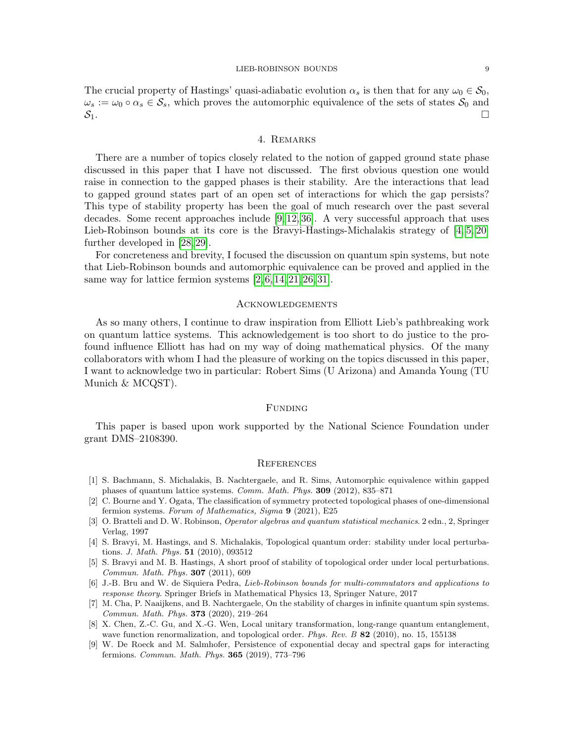The crucial property of Hastings' quasi-adiabatic evolution $\alpha_s$ is then that for any $\omega_0 \in \mathcal{S}_0$, $\omega_s := \omega_0 \circ \alpha_s \in \mathcal{S}_s$, which proves the automorphic equivalence of the sets of states $\mathcal{S}_0$ and $\mathcal{S}_1$. □

## 4. Remarks

There are a number of topics closely related to the notion of gapped ground state phase discussed in this paper that I have not discussed. The first obvious question one would raise in connection to the gapped phases is their stability. Are the interactions that lead to gapped ground states part of an open set of interactions for which the gap persists? This type of stability property has been the goal of much research over the past several decades. Some recent approaches include [9, 12, 36]. A very successful approach that uses Lieb-Robinson bounds at its core is the Bravyi-Hastings-Michalakis strategy of [4, 5, 20] further developed in [28, 29].

For concreteness and brevity, I focused the discussion on quantum spin systems, but note that Lieb-Robinson bounds and automorphic equivalence can be proved and applied in the same way for lattice fermion systems [2, 6, 14, 21, 26, 31].

## Acknowledgements

As so many others, I continue to draw inspiration from Elliott Lieb's pathbreaking work on quantum lattice systems. This acknowledgement is too short to do justice to the profound influence Elliott has had on my way of doing mathematical physics. Of the many collaborators with whom I had the pleasure of working on the topics discussed in this paper, I want to acknowledge two in particular: Robert Sims (U Arizona) and Amanda Young (TU Munich & MCQST).

## Funding

This paper is based upon work supported by the National Science Foundation under grant DMS–2108390.

## References

[1] S. Bachmann, S. Michalakis, B. Nachtergaele, and R. Sims, Automorphic equivalence within gapped phases of quantum lattice systems. *Comm. Math. Phys.* **309** (2012), 835–871

[2] C. Bourne and Y. Ogata, The classification of symmetry protected topological phases of one-dimensional fermion systems. *Forum of Mathematics, Sigma* **9** (2021), E25

[3] O. Bratteli and D. W. Robinson, *Operator algebras and quantum statistical mechanics*. 2 edn., 2, Springer Verlag, 1997

[4] S. Bravyi, M. Hastings, and S. Michalakis, Topological quantum order: stability under local perturbations. *J. Math. Phys.* **51** (2010), 093512

[5] S. Bravyi and M. B. Hastings, A short proof of stability of topological order under local perturbations. *Commun. Math. Phys.* **307** (2011), 609

[6] J.-B. Bru and W. de Siquiera Pedra, *Lieb-Robinson bounds for multi-commutators and applications to response theory*. Springer Briefs in Mathematical Physics 13, Springer Nature, 2017

[7] M. Cha, P. Naaijkens, and B. Nachtergaele, On the stability of charges in infinite quantum spin systems. *Commun. Math. Phys.* **373** (2020), 219–264

[8] X. Chen, Z.-C. Gu, and X.-G. Wen, Local unitary transformation, long-range quantum entanglement, wave function renormalization, and topological order. *Phys. Rev. B* **82** (2010), no. 15, 155138

[9] W. De Roeck and M. Salmhofer, Persistence of exponential decay and spectral gaps for interacting fermions. *Commun. Math. Phys.* **365** (2019), 773–796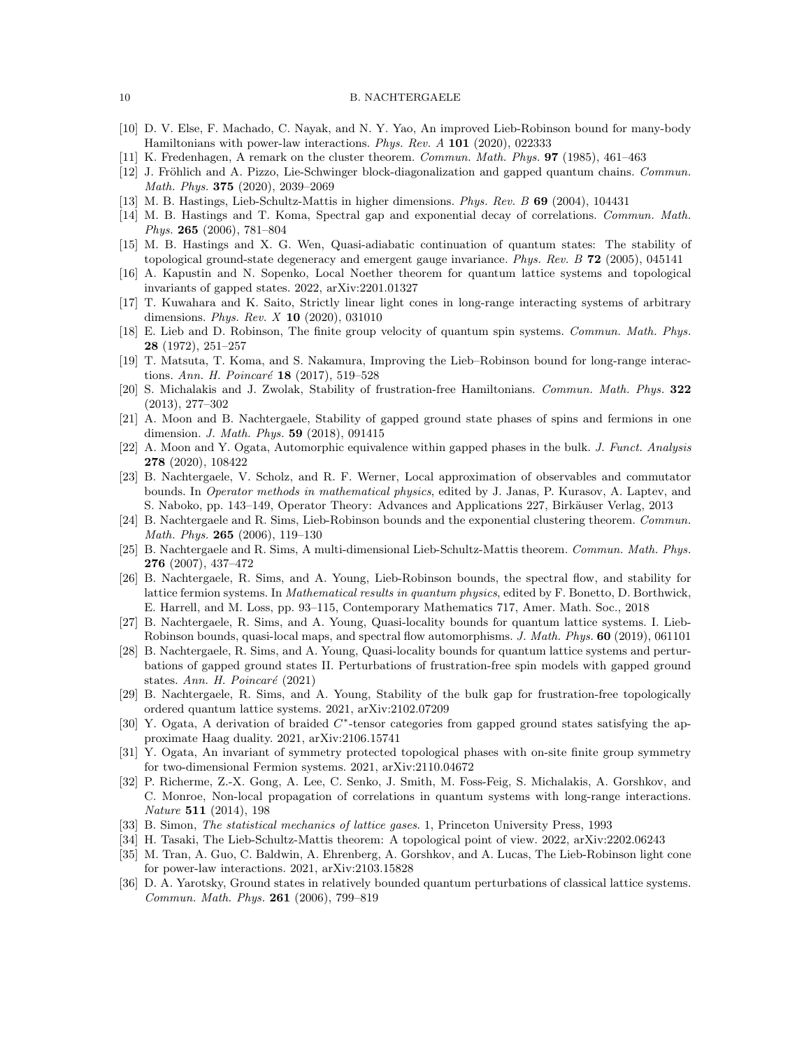[10] D. V. Else, F. Machado, C. Nayak, and N. Y. Yao, An improved Lieb-Robinson bound for many-body Hamiltonians with power-law interactions. *Phys. Rev. A* **101** (2020), 022333

[11] K. Fredenhagen, A remark on the cluster theorem. *Commun. Math. Phys.* **97** (1985), 461–463

[12] J. Fröhlich and A. Pizzo, Lie-Schwinger block-diagonalization and gapped quantum chains. *Commun. Math. Phys.* **375** (2020), 2039–2069

[13] M. B. Hastings, Lieb-Schultz-Mattis in higher dimensions. *Phys. Rev. B* **69** (2004), 104431

[14] M. B. Hastings and T. Koma, Spectral gap and exponential decay of correlations. *Commun. Math. Phys.* **265** (2006), 781–804

[15] M. B. Hastings and X. G. Wen, Quasi-adiabatic continuation of quantum states: The stability of topological ground-state degeneracy and emergent gauge invariance. *Phys. Rev. B* **72** (2005), 045141

[16] A. Kapustin and N. Sopenko, Local Noether theorem for quantum lattice systems and topological invariants of gapped states. 2022, arXiv:2201.01327

[17] T. Kuwahara and K. Saito, Strictly linear light cones in long-range interacting systems of arbitrary dimensions. *Phys. Rev. X* **10** (2020), 031010

[18] E. Lieb and D. Robinson, The finite group velocity of quantum spin systems. *Commun. Math. Phys.* **28** (1972), 251–257

[19] T. Matsuta, T. Koma, and S. Nakamura, Improving the Lieb–Robinson bound for long-range interactions. *Ann. H. Poincaré* **18** (2017), 519–528

[20] S. Michalakis and J. Zwolak, Stability of frustration-free Hamiltonians. *Commun. Math. Phys.* **322** (2013), 277–302

[21] A. Moon and B. Nachtergaele, Stability of gapped ground state phases of spins and fermions in one dimension. *J. Math. Phys.* **59** (2018), 091415

[22] A. Moon and Y. Ogata, Automorphic equivalence within gapped phases in the bulk. *J. Funct. Analysis* **278** (2020), 108422

[23] B. Nachtergaele, V. Scholz, and R. F. Werner, Local approximation of observables and commutator bounds. In *Operator methods in mathematical physics*, edited by J. Janas, P. Kurasov, A. Laptev, and S. Naboko, pp. 143–149, Operator Theory: Advances and Applications 227, Birkäuser Verlag, 2013

[24] B. Nachtergaele and R. Sims, Lieb-Robinson bounds and the exponential clustering theorem. *Commun. Math. Phys.* **265** (2006), 119–130

[25] B. Nachtergaele and R. Sims, A multi-dimensional Lieb-Schultz-Mattis theorem. *Commun. Math. Phys.* **276** (2007), 437–472

[26] B. Nachtergaele, R. Sims, and A. Young, Lieb-Robinson bounds, the spectral flow, and stability for lattice fermion systems. In *Mathematical results in quantum physics*, edited by F. Bonetto, D. Borthwick, E. Harrell, and M. Loss, pp. 93–115, Contemporary Mathematics 717, Amer. Math. Soc., 2018

[27] B. Nachtergaele, R. Sims, and A. Young, Quasi-locality bounds for quantum lattice systems. I. Lieb-Robinson bounds, quasi-local maps, and spectral flow automorphisms. *J. Math. Phys.* **60** (2019), 061101

[28] B. Nachtergaele, R. Sims, and A. Young, Quasi-locality bounds for quantum lattice systems and perturbations of gapped ground states II. Perturbations of frustration-free spin models with gapped ground states. *Ann. H. Poincaré* (2021)

[29] B. Nachtergaele, R. Sims, and A. Young, Stability of the bulk gap for frustration-free topologically ordered quantum lattice systems. 2021, arXiv:2102.07209

[30] Y. Ogata, A derivation of braided $C^*$-tensor categories from gapped ground states satisfying the approximate Haag duality. 2021, arXiv:2106.15741

[31] Y. Ogata, An invariant of symmetry protected topological phases with on-site finite group symmetry for two-dimensional Fermion systems. 2021, arXiv:2110.04672

[32] P. Richerme, Z.-X. Gong, A. Lee, C. Senko, J. Smith, M. Foss-Feig, S. Michalakis, A. Gorshkov, and C. Monroe, Non-local propagation of correlations in quantum systems with long-range interactions. *Nature* **511** (2014), 198

[33] B. Simon, *The statistical mechanics of lattice gases*. 1, Princeton University Press, 1993

[34] H. Tasaki, The Lieb-Schultz-Mattis theorem: A topological point of view. 2022, arXiv:2202.06243

[35] M. Tran, A. Guo, C. Baldwin, A. Ehrenberg, A. Gorshkov, and A. Lucas, The Lieb-Robinson light cone for power-law interactions. 2021, arXiv:2103.15828

[36] D. A. Yarotsky, Ground states in relatively bounded quantum perturbations of classical lattice systems. *Commun. Math. Phys.* **261** (2006), 799–819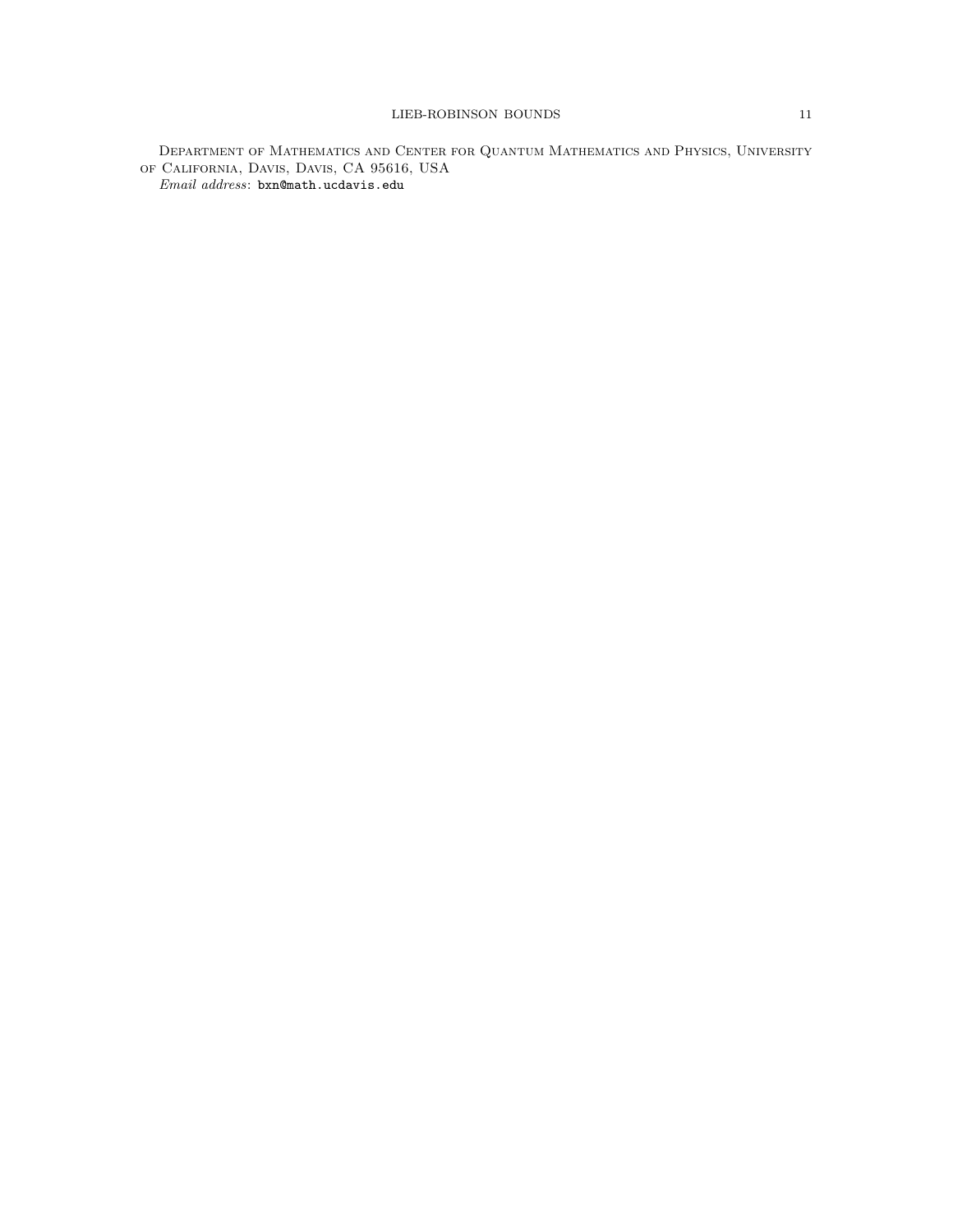Department of Mathematics and Center for Quantum Mathematics and Physics, University of California, Davis, Davis, CA 95616, USA

*Email address*: bxn@math.ucdavis.edu